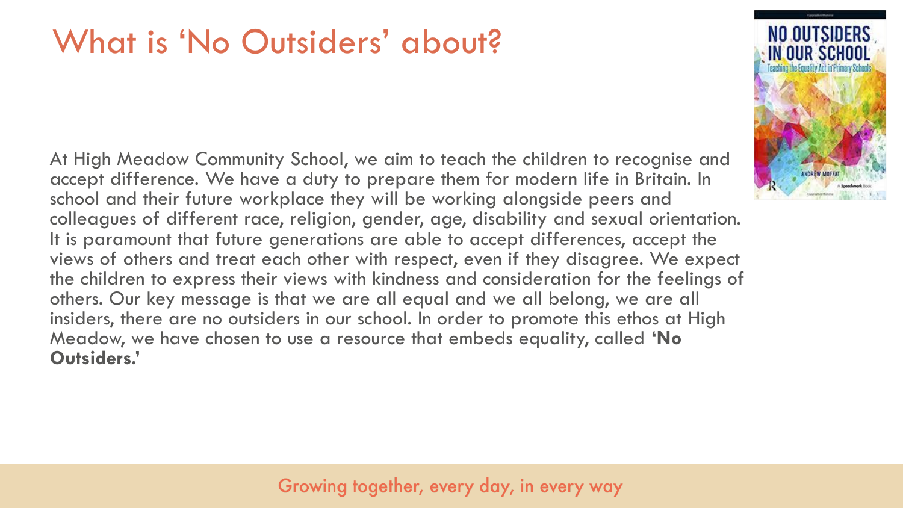# What is 'No Outsiders' about?

At High Meadow Community School, we aim to teach the children to recognise and accept difference. We have a duty to prepare them for modern life in Britain. In school and their future workplace they will be working alongside peers and colleagues of different race, religion, gender, age, disability and sexual orientation. It is paramount that future generations are able to accept differences, accept the views of others and treat each other with respect, even if they disagree. We expect the children to express their views with kindness and consideration for the feelings of others. Our key message is that we are all equal and we all belong, we are all insiders, there are no outsiders in our school. In order to promote this ethos at High Meadow, we have chosen to use a resource that embeds equality, called **'No Outsiders.'**

Growing together, every day, in every way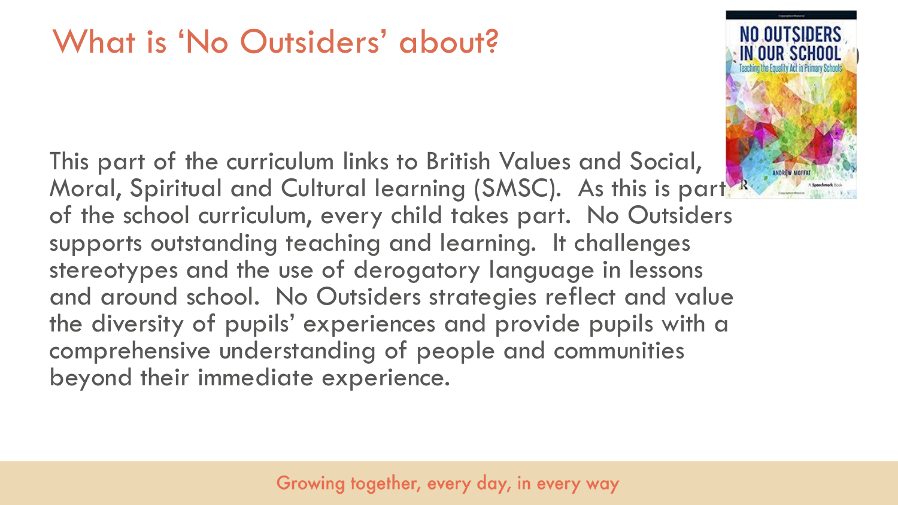# What is 'No Outsiders' about?

This part of the curriculum links to British Values and Social, Moral, Spiritual and Cultural learning (SMSC). As this is part of the school curriculum, every child takes part. No Outsiders supports outstanding teaching and learning. It challenges stereotypes and the use of derogatory language in lessons and around school. No Outsiders strategies reflect and value the diversity of pupils' experiences and provide pupils with a comprehensive understanding of people and communities beyond their immediate experience.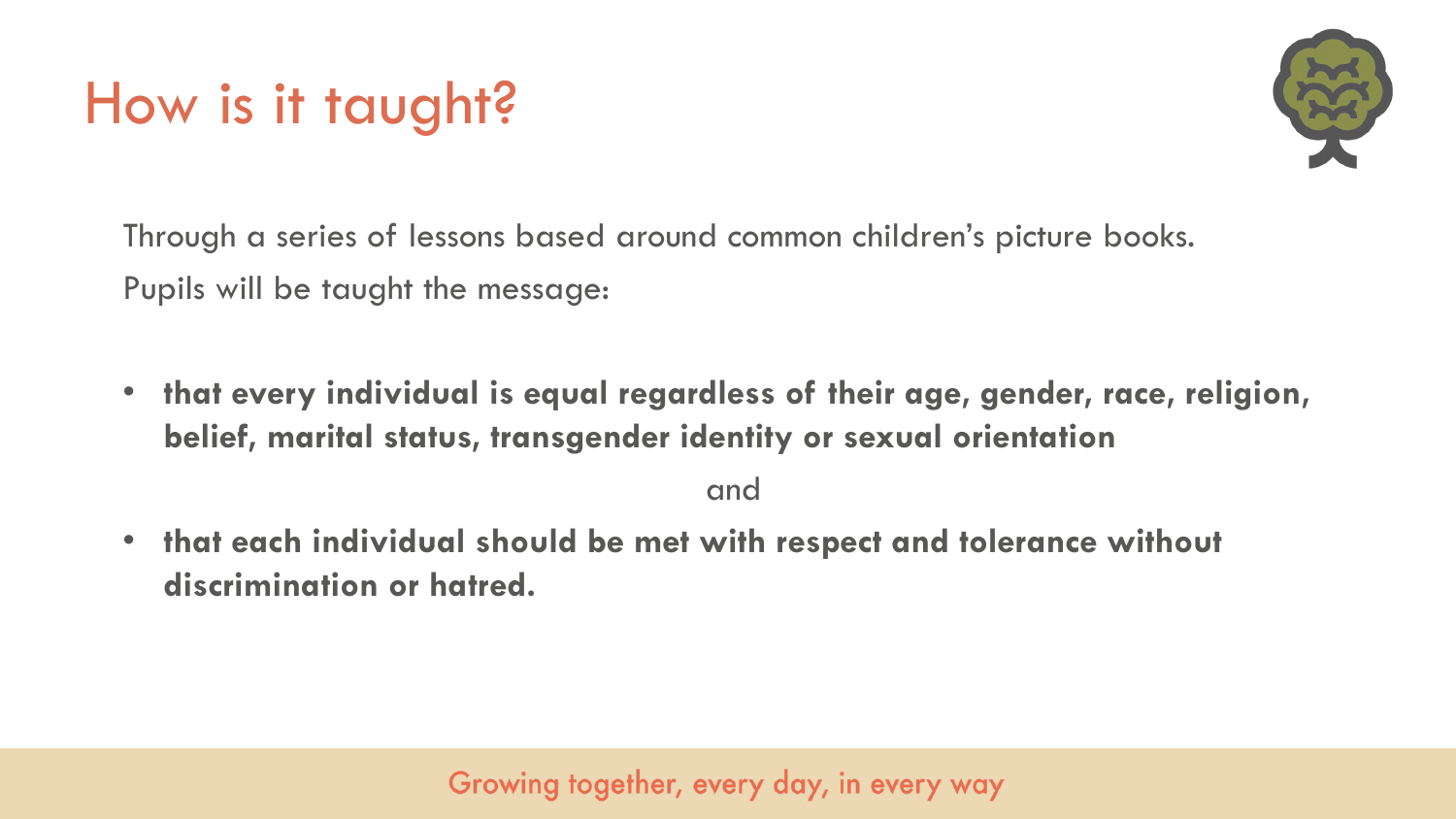# How is it taught?

Through a series of lessons based around common children's picture books.
Pupils will be taught the message:

- **that every individual is equal regardless of their age, gender, race, religion, belief, marital status, transgender identity or sexual orientation**

and

- **that each individual should be met with respect and tolerance without discrimination or hatred.**

Growing together, every day, in every way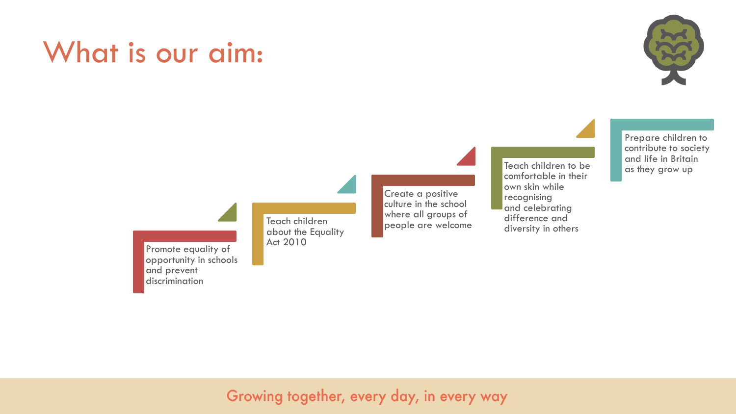# What is our aim:

- Promote equality of opportunity in schools and prevent discrimination
- Teach children about the Equality Act 2010
- Create a positive culture in the school where all groups of people are welcome
- Teach children to be comfortable in their own skin while recognising and celebrating difference and diversity in others
- Prepare children to contribute to society and life in Britain as they grow up

Growing together, every day, in every way